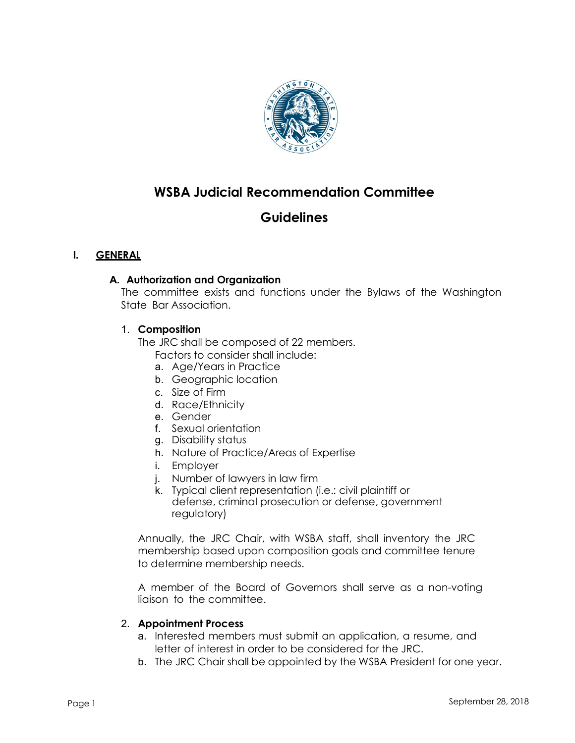# WSBA Judicial Recommendation Committee

# Guidelines

## I. GENERAL

### A. Authorization and Organization

The committee exists and functions under the Bylaws of the Washington State Bar Association.

1. **Composition**

   The JRC shall be composed of 22 members.

   Factors to consider shall include:

   a. Age/Years in Practice
   b. Geographic location
   c. Size of Firm
   d. Race/Ethnicity
   e. Gender
   f. Sexual orientation
   g. Disability status
   h. Nature of Practice/Areas of Expertise
   i. Employer
   j. Number of lawyers in law firm
   k. Typical client representation (i.e.: civil plaintiff or defense, criminal prosecution or defense, government regulatory)

   Annually, the JRC Chair, with WSBA staff, shall inventory the JRC membership based upon composition goals and committee tenure to determine membership needs.

   A member of the Board of Governors shall serve as a non-voting liaison to the committee.

2. **Appointment Process**

   a. Interested members must submit an application, a resume, and letter of interest in order to be considered for the JRC.
   b. The JRC Chair shall be appointed by the WSBA President for one year.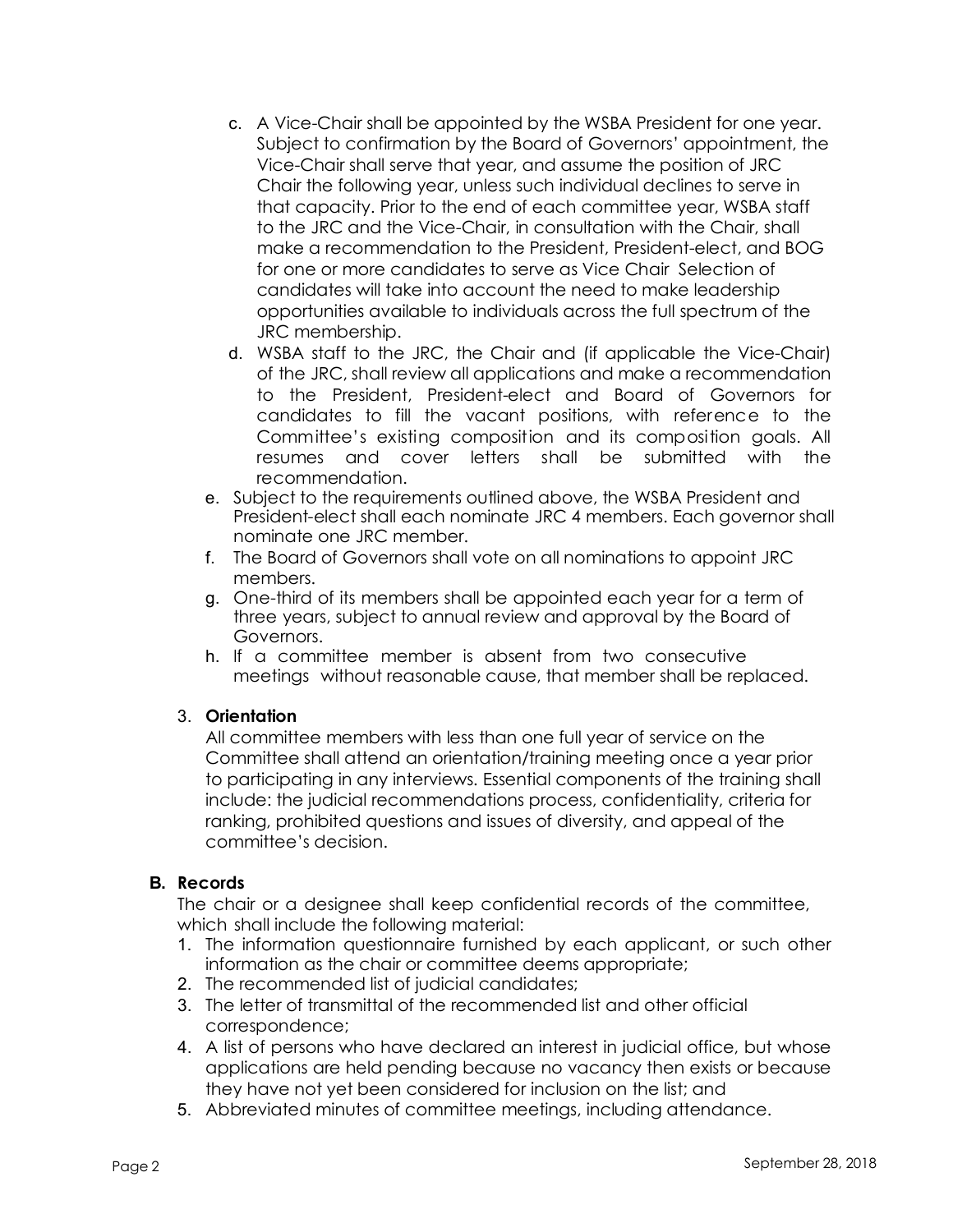c. A Vice-Chair shall be appointed by the WSBA President for one year. Subject to confirmation by the Board of Governors' appointment, the Vice-Chair shall serve that year, and assume the position of JRC Chair the following year, unless such individual declines to serve in that capacity. Prior to the end of each committee year, WSBA staff to the JRC and the Vice-Chair, in consultation with the Chair, shall make a recommendation to the President, President-elect, and BOG for one or more candidates to serve as Vice Chair Selection of candidates will take into account the need to make leadership opportunities available to individuals across the full spectrum of the JRC membership.

d. WSBA staff to the JRC, the Chair and (if applicable the Vice-Chair) of the JRC, shall review all applications and make a recommendation to the President, President-elect and Board of Governors for candidates to fill the vacant positions, with reference to the Committee's existing composition and its composition goals. All resumes and cover letters shall be submitted with the recommendation.

e. Subject to the requirements outlined above, the WSBA President and President-elect shall each nominate JRC 4 members. Each governor shall nominate one JRC member.

f. The Board of Governors shall vote on all nominations to appoint JRC members.

g. One-third of its members shall be appointed each year for a term of three years, subject to annual review and approval by the Board of Governors.

h. If a committee member is absent from two consecutive meetings without reasonable cause, that member shall be replaced.

3. **Orientation**

   All committee members with less than one full year of service on the Committee shall attend an orientation/training meeting once a year prior to participating in any interviews. Essential components of the training shall include: the judicial recommendations process, confidentiality, criteria for ranking, prohibited questions and issues of diversity, and appeal of the committee's decision.

**B. Records**

The chair or a designee shall keep confidential records of the committee, which shall include the following material:

1. The information questionnaire furnished by each applicant, or such other information as the chair or committee deems appropriate;
2. The recommended list of judicial candidates;
3. The letter of transmittal of the recommended list and other official correspondence;
4. A list of persons who have declared an interest in judicial office, but whose applications are held pending because no vacancy then exists or because they have not yet been considered for inclusion on the list; and
5. Abbreviated minutes of committee meetings, including attendance.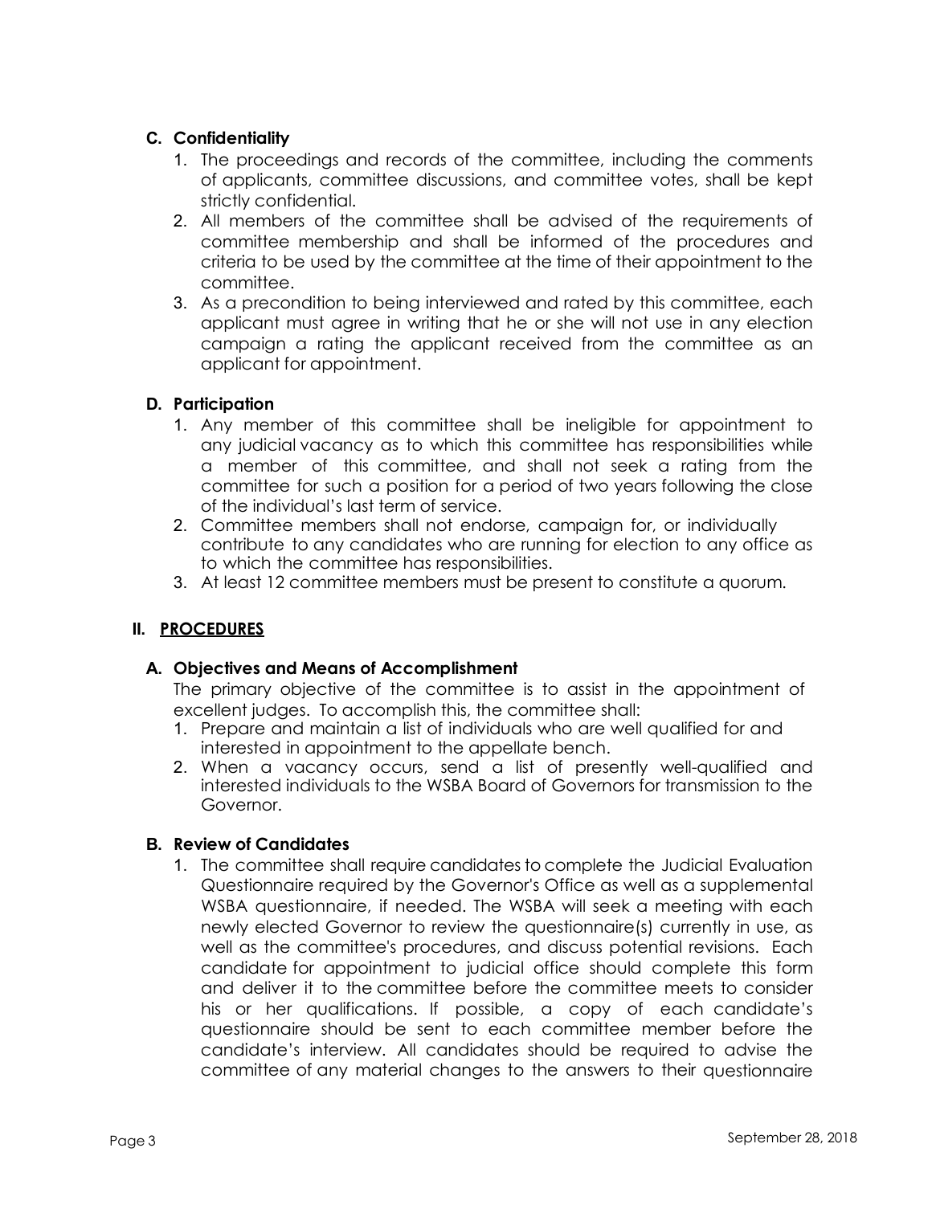### C. Confidentiality

1. The proceedings and records of the committee, including the comments of applicants, committee discussions, and committee votes, shall be kept strictly confidential.
2. All members of the committee shall be advised of the requirements of committee membership and shall be informed of the procedures and criteria to be used by the committee at the time of their appointment to the committee.
3. As a precondition to being interviewed and rated by this committee, each applicant must agree in writing that he or she will not use in any election campaign a rating the applicant received from the committee as an applicant for appointment.

### D. Participation

1. Any member of this committee shall be ineligible for appointment to any judicial vacancy as to which this committee has responsibilities while a member of this committee, and shall not seek a rating from the committee for such a position for a period of two years following the close of the individual's last term of service.
2. Committee members shall not endorse, campaign for, or individually contribute to any candidates who are running for election to any office as to which the committee has responsibilities.
3. At least 12 committee members must be present to constitute a quorum.

## II. PROCEDURES

### A. Objectives and Means of Accomplishment

The primary objective of the committee is to assist in the appointment of excellent judges. To accomplish this, the committee shall:

1. Prepare and maintain a list of individuals who are well qualified for and interested in appointment to the appellate bench.
2. When a vacancy occurs, send a list of presently well-qualified and interested individuals to the WSBA Board of Governors for transmission to the Governor.

### B. Review of Candidates

1. The committee shall require candidates to complete the Judicial Evaluation Questionnaire required by the Governor's Office as well as a supplemental WSBA questionnaire, if needed. The WSBA will seek a meeting with each newly elected Governor to review the questionnaire(s) currently in use, as well as the committee's procedures, and discuss potential revisions. Each candidate for appointment to judicial office should complete this form and deliver it to the committee before the committee meets to consider his or her qualifications. If possible, a copy of each candidate's questionnaire should be sent to each committee member before the candidate's interview. All candidates should be required to advise the committee of any material changes to the answers to their questionnaire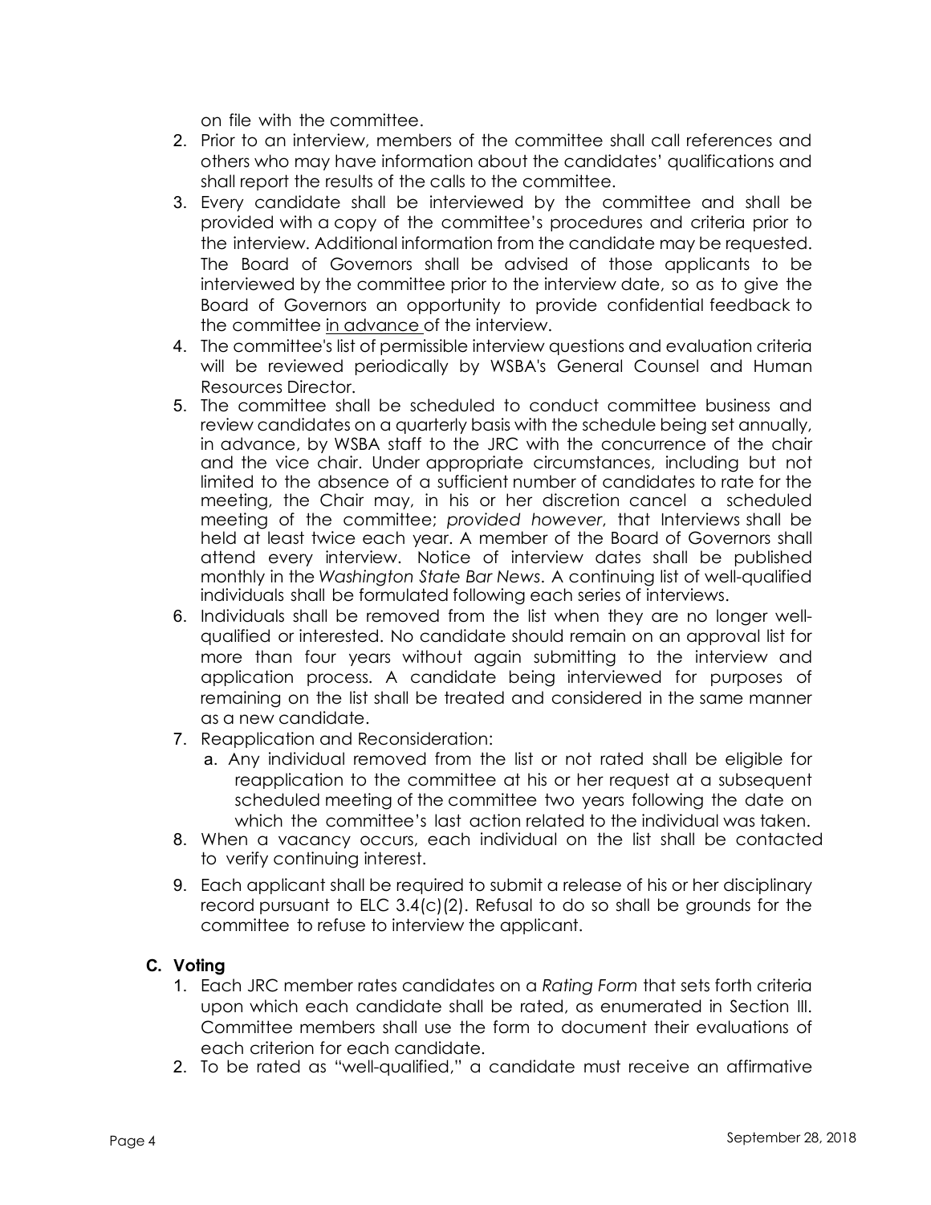on file with the committee.

2. Prior to an interview, members of the committee shall call references and others who may have information about the candidates' qualifications and shall report the results of the calls to the committee.
3. Every candidate shall be interviewed by the committee and shall be provided with a copy of the committee's procedures and criteria prior to the interview. Additional information from the candidate may be requested. The Board of Governors shall be advised of those applicants to be interviewed by the committee prior to the interview date, so as to give the Board of Governors an opportunity to provide confidential feedback to the committee <u>in advance</u> of the interview.
4. The committee's list of permissible interview questions and evaluation criteria will be reviewed periodically by WSBA's General Counsel and Human Resources Director.
5. The committee shall be scheduled to conduct committee business and review candidates on a quarterly basis with the schedule being set annually, in advance, by WSBA staff to the JRC with the concurrence of the chair and the vice chair. Under appropriate circumstances, including but not limited to the absence of a sufficient number of candidates to rate for the meeting, the Chair may, in his or her discretion cancel a scheduled meeting of the committee; *provided however*, that Interviews shall be held at least twice each year. A member of the Board of Governors shall attend every interview. Notice of interview dates shall be published monthly in the *Washington State Bar News*. A continuing list of well-qualified individuals shall be formulated following each series of interviews.
6. Individuals shall be removed from the list when they are no longer well-qualified or interested. No candidate should remain on an approval list for more than four years without again submitting to the interview and application process. A candidate being interviewed for purposes of remaining on the list shall be treated and considered in the same manner as a new candidate.
7. Reapplication and Reconsideration:
   a. Any individual removed from the list or not rated shall be eligible for reapplication to the committee at his or her request at a subsequent scheduled meeting of the committee two years following the date on which the committee's last action related to the individual was taken.
8. When a vacancy occurs, each individual on the list shall be contacted to verify continuing interest.
9. Each applicant shall be required to submit a release of his or her disciplinary record pursuant to ELC 3.4(c)(2). Refusal to do so shall be grounds for the committee to refuse to interview the applicant.

### C. Voting

1. Each JRC member rates candidates on a *Rating Form* that sets forth criteria upon which each candidate shall be rated, as enumerated in Section III. Committee members shall use the form to document their evaluations of each criterion for each candidate.
2. To be rated as "well-qualified," a candidate must receive an affirmative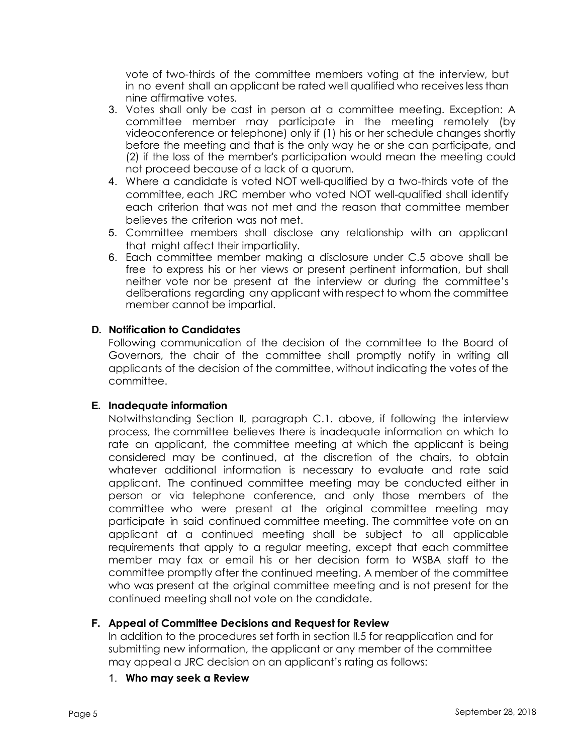vote of two-thirds of the committee members voting at the interview, but in no event shall an applicant be rated well qualified who receives less than nine affirmative votes.

3. Votes shall only be cast in person at a committee meeting. Exception: A committee member may participate in the meeting remotely (by videoconference or telephone) only if (1) his or her schedule changes shortly before the meeting and that is the only way he or she can participate, and (2) if the loss of the member's participation would mean the meeting could not proceed because of a lack of a quorum.
4. Where a candidate is voted NOT well-qualified by a two-thirds vote of the committee, each JRC member who voted NOT well-qualified shall identify each criterion that was not met and the reason that committee member believes the criterion was not met.
5. Committee members shall disclose any relationship with an applicant that might affect their impartiality.
6. Each committee member making a disclosure under C.5 above shall be free to express his or her views or present pertinent information, but shall neither vote nor be present at the interview or during the committee's deliberations regarding any applicant with respect to whom the committee member cannot be impartial.

### D. Notification to Candidates

Following communication of the decision of the committee to the Board of Governors, the chair of the committee shall promptly notify in writing all applicants of the decision of the committee, without indicating the votes of the committee.

### E. Inadequate information

Notwithstanding Section II, paragraph C.1. above, if following the interview process, the committee believes there is inadequate information on which to rate an applicant, the committee meeting at which the applicant is being considered may be continued, at the discretion of the chairs, to obtain whatever additional information is necessary to evaluate and rate said applicant. The continued committee meeting may be conducted either in person or via telephone conference, and only those members of the committee who were present at the original committee meeting may participate in said continued committee meeting. The committee vote on an applicant at a continued meeting shall be subject to all applicable requirements that apply to a regular meeting, except that each committee member may fax or email his or her decision form to WSBA staff to the committee promptly after the continued meeting. A member of the committee who was present at the original committee meeting and is not present for the continued meeting shall not vote on the candidate.

### F. Appeal of Committee Decisions and Request for Review

In addition to the procedures set forth in section II.5 for reapplication and for submitting new information, the applicant or any member of the committee may appeal a JRC decision on an applicant's rating as follows:

1. **Who may seek a Review**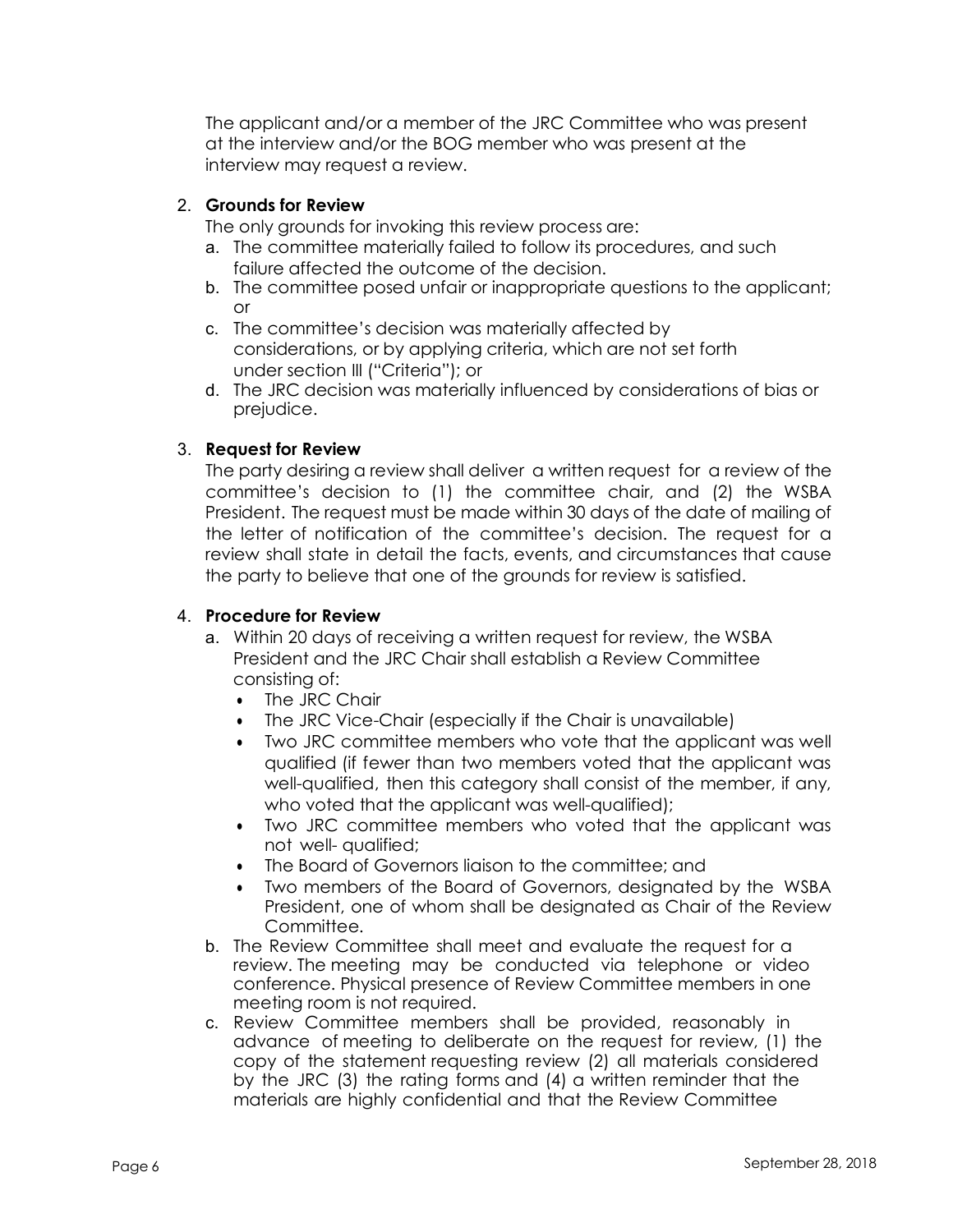The applicant and/or a member of the JRC Committee who was present at the interview and/or the BOG member who was present at the interview may request a review.

2. **Grounds for Review**

   The only grounds for invoking this review process are:

   a. The committee materially failed to follow its procedures, and such failure affected the outcome of the decision.
   b. The committee posed unfair or inappropriate questions to the applicant; or
   c. The committee's decision was materially affected by considerations, or by applying criteria, which are not set forth under section III ("Criteria"); or
   d. The JRC decision was materially influenced by considerations of bias or prejudice.

3. **Request for Review**

   The party desiring a review shall deliver a written request for a review of the committee's decision to (1) the committee chair, and (2) the WSBA President. The request must be made within 30 days of the date of mailing of the letter of notification of the committee's decision. The request for a review shall state in detail the facts, events, and circumstances that cause the party to believe that one of the grounds for review is satisfied.

4. **Procedure for Review**

   a. Within 20 days of receiving a written request for review, the WSBA President and the JRC Chair shall establish a Review Committee consisting of:
      - The JRC Chair
      - The JRC Vice-Chair (especially if the Chair is unavailable)
      - Two JRC committee members who vote that the applicant was well qualified (if fewer than two members voted that the applicant was well-qualified, then this category shall consist of the member, if any, who voted that the applicant was well-qualified);
      - Two JRC committee members who voted that the applicant was not well- qualified;
      - The Board of Governors liaison to the committee; and
      - Two members of the Board of Governors, designated by the WSBA President, one of whom shall be designated as Chair of the Review Committee.

   b. The Review Committee shall meet and evaluate the request for a review. The meeting may be conducted via telephone or video conference. Physical presence of Review Committee members in one meeting room is not required.
   c. Review Committee members shall be provided, reasonably in advance of meeting to deliberate on the request for review, (1) the copy of the statement requesting review (2) all materials considered by the JRC (3) the rating forms and (4) a written reminder that the materials are highly confidential and that the Review Committee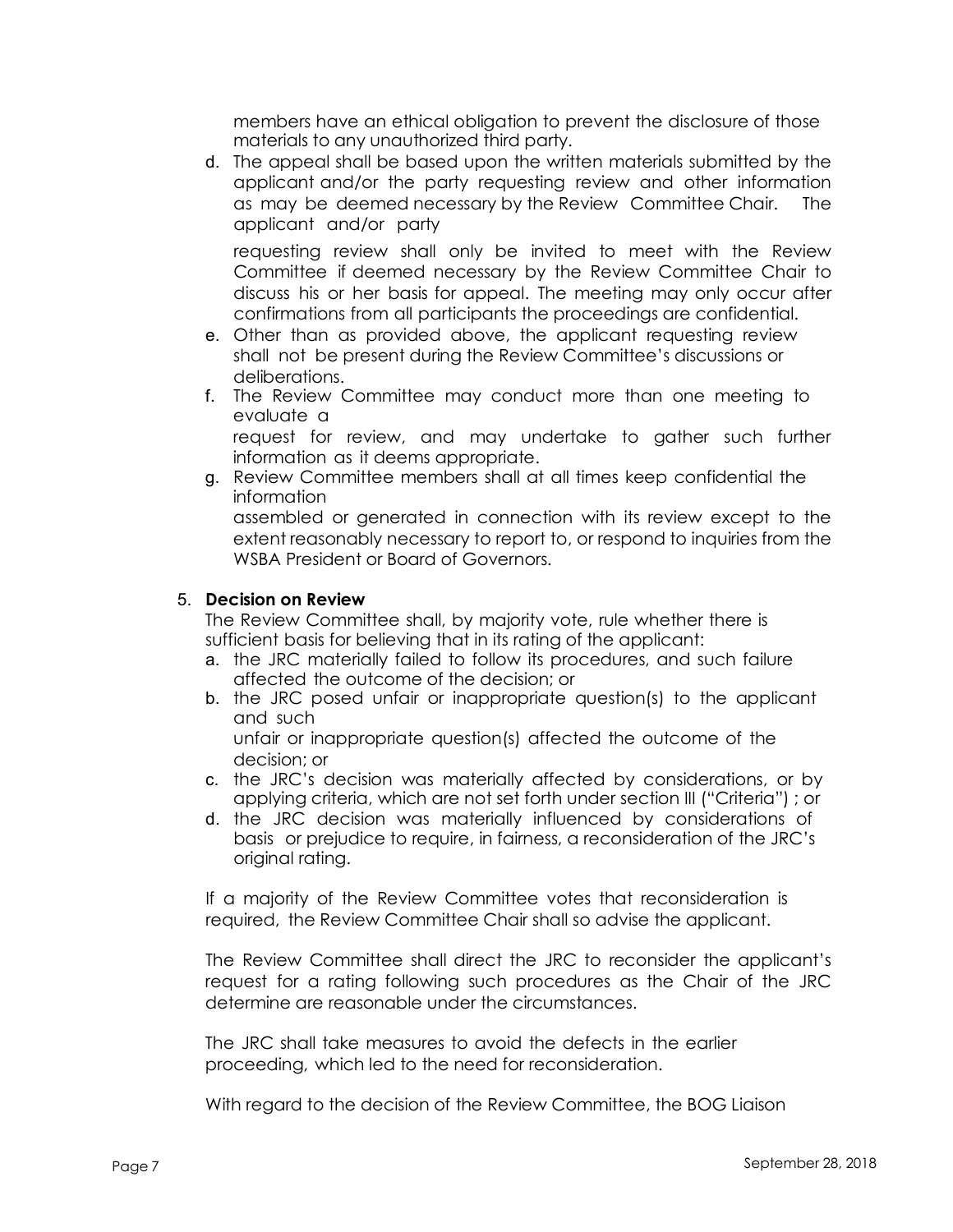members have an ethical obligation to prevent the disclosure of those materials to any unauthorized third party.

d. The appeal shall be based upon the written materials submitted by the applicant and/or the party requesting review and other information as may be deemed necessary by the Review Committee Chair. The applicant and/or party

   requesting review shall only be invited to meet with the Review Committee if deemed necessary by the Review Committee Chair to discuss his or her basis for appeal. The meeting may only occur after confirmations from all participants the proceedings are confidential.

e. Other than as provided above, the applicant requesting review shall not be present during the Review Committee's discussions or deliberations.
f. The Review Committee may conduct more than one meeting to evaluate a request for review, and may undertake to gather such further information as it deems appropriate.
g. Review Committee members shall at all times keep confidential the information assembled or generated in connection with its review except to the extent reasonably necessary to report to, or respond to inquiries from the WSBA President or Board of Governors.

5. **Decision on Review**

   The Review Committee shall, by majority vote, rule whether there is sufficient basis for believing that in its rating of the applicant:

   a. the JRC materially failed to follow its procedures, and such failure affected the outcome of the decision; or
   b. the JRC posed unfair or inappropriate question(s) to the applicant and such unfair or inappropriate question(s) affected the outcome of the decision; or
   c. the JRC's decision was materially affected by considerations, or by applying criteria, which are not set forth under section III ("Criteria") ; or
   d. the JRC decision was materially influenced by considerations of basis or prejudice to require, in fairness, a reconsideration of the JRC's original rating.

   If a majority of the Review Committee votes that reconsideration is required, the Review Committee Chair shall so advise the applicant.

   The Review Committee shall direct the JRC to reconsider the applicant's request for a rating following such procedures as the Chair of the JRC determine are reasonable under the circumstances.

   The JRC shall take measures to avoid the defects in the earlier proceeding, which led to the need for reconsideration.

   With regard to the decision of the Review Committee, the BOG Liaison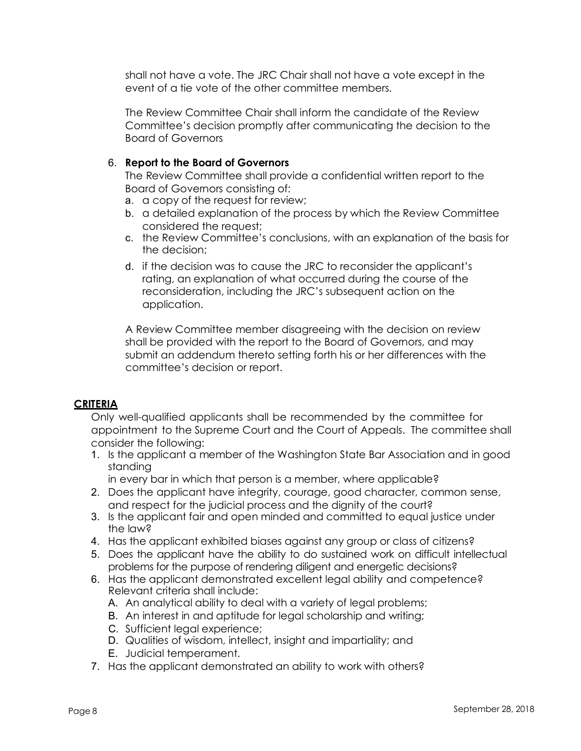shall not have a vote. The JRC Chair shall not have a vote except in the event of a tie vote of the other committee members.

The Review Committee Chair shall inform the candidate of the Review Committee's decision promptly after communicating the decision to the Board of Governors

6. **Report to the Board of Governors**

   The Review Committee shall provide a confidential written report to the Board of Governors consisting of:

   a. a copy of the request for review;
   b. a detailed explanation of the process by which the Review Committee considered the request;
   c. the Review Committee's conclusions, with an explanation of the basis for the decision;
   d. if the decision was to cause the JRC to reconsider the applicant's rating, an explanation of what occurred during the course of the reconsideration, including the JRC's subsequent action on the application.

   A Review Committee member disagreeing with the decision on review shall be provided with the report to the Board of Governors, and may submit an addendum thereto setting forth his or her differences with the committee's decision or report.

## CRITERIA

Only well-qualified applicants shall be recommended by the committee for appointment to the Supreme Court and the Court of Appeals. The committee shall consider the following:

1. Is the applicant a member of the Washington State Bar Association and in good standing
   in every bar in which that person is a member, where applicable?
2. Does the applicant have integrity, courage, good character, common sense, and respect for the judicial process and the dignity of the court?
3. Is the applicant fair and open minded and committed to equal justice under the law?
4. Has the applicant exhibited biases against any group or class of citizens?
5. Does the applicant have the ability to do sustained work on difficult intellectual problems for the purpose of rendering diligent and energetic decisions?
6. Has the applicant demonstrated excellent legal ability and competence? Relevant criteria shall include:
   A. An analytical ability to deal with a variety of legal problems;
   B. An interest in and aptitude for legal scholarship and writing;
   C. Sufficient legal experience;
   D. Qualities of wisdom, intellect, insight and impartiality; and
   E. Judicial temperament.
7. Has the applicant demonstrated an ability to work with others?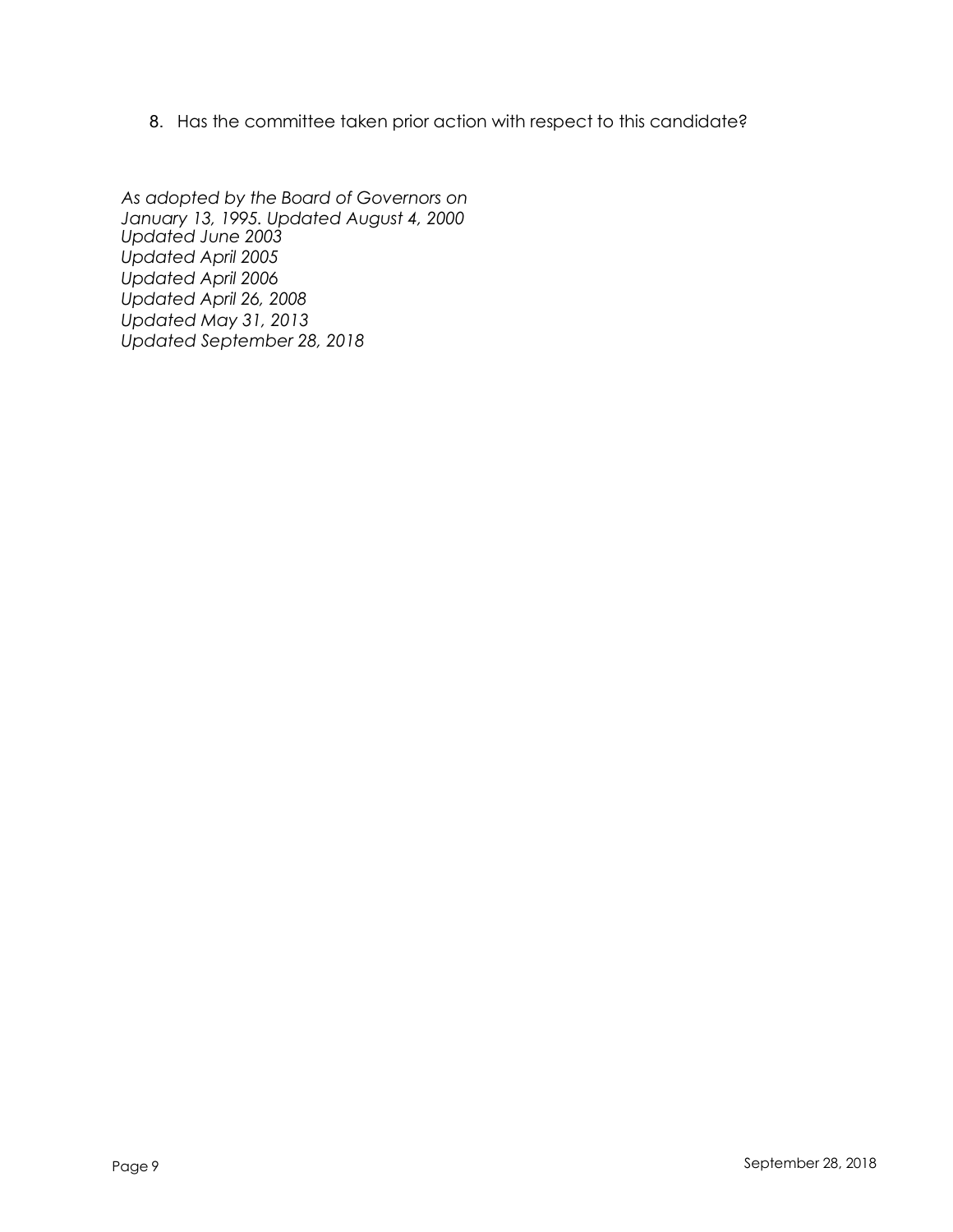8. Has the committee taken prior action with respect to this candidate?

*As adopted by the Board of Governors on January 13, 1995. Updated August 4, 2000*
*Updated June 2003*
*Updated April 2005*
*Updated April 2006*
*Updated April 26, 2008*
*Updated May 31, 2013*
*Updated September 28, 2018*